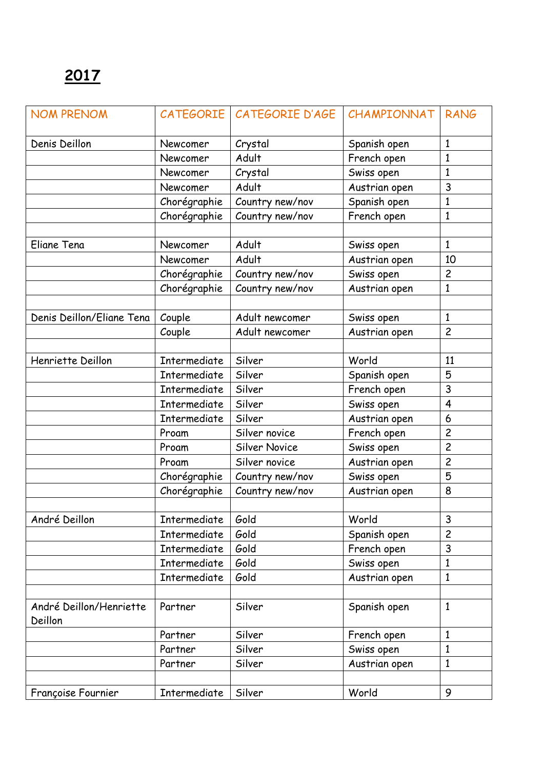## 2017

| NOM PRENOM | CATEGORIE | CATEGORIE D'AGE | CHAMPIONNAT | RANG |
|---|---|---|---|---|
| Denis Deillon | Newcomer | Crystal | Spanish open | 1 |
| | Newcomer | Adult | French open | 1 |
| | Newcomer | Crystal | Swiss open | 1 |
| | Newcomer | Adult | Austrian open | 3 |
| | Chorégraphie | Country new/nov | Spanish open | 1 |
| | Chorégraphie | Country new/nov | French open | 1 |
| | | | | |
| Eliane Tena | Newcomer | Adult | Swiss open | 1 |
| | Newcomer | Adult | Austrian open | 10 |
| | Chorégraphie | Country new/nov | Swiss open | 2 |
| | Chorégraphie | Country new/nov | Austrian open | 1 |
| | | | | |
| Denis Deillon/Eliane Tena | Couple | Adult newcomer | Swiss open | 1 |
| | Couple | Adult newcomer | Austrian open | 2 |
| | | | | |
| Henriette Deillon | Intermediate | Silver | World | 11 |
| | Intermediate | Silver | Spanish open | 5 |
| | Intermediate | Silver | French open | 3 |
| | Intermediate | Silver | Swiss open | 4 |
| | Intermediate | Silver | Austrian open | 6 |
| | Proam | Silver novice | French open | 2 |
| | Proam | Silver Novice | Swiss open | 2 |
| | Proam | Silver novice | Austrian open | 2 |
| | Chorégraphie | Country new/nov | Swiss open | 5 |
| | Chorégraphie | Country new/nov | Austrian open | 8 |
| | | | | |
| André Deillon | Intermediate | Gold | World | 3 |
| | Intermediate | Gold | Spanish open | 2 |
| | Intermediate | Gold | French open | 3 |
| | Intermediate | Gold | Swiss open | 1 |
| | Intermediate | Gold | Austrian open | 1 |
| | | | | |
| André Deillon/Henriette Deillon | Partner | Silver | Spanish open | 1 |
| | Partner | Silver | French open | 1 |
| | Partner | Silver | Swiss open | 1 |
| | Partner | Silver | Austrian open | 1 |
| | | | | |
| Françoise Fournier | Intermediate | Silver | World | 9 |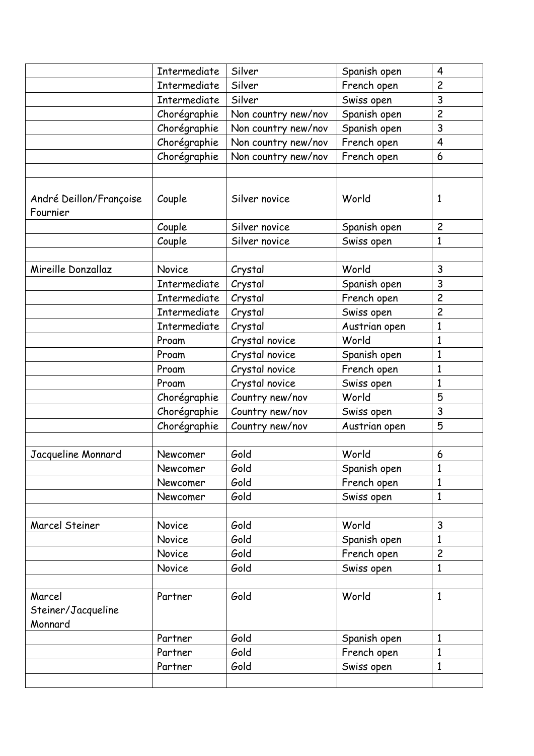| | | | | |
|---|---|---|---|---|
| | Intermediate | Silver | Spanish open | 4 |
| | Intermediate | Silver | French open | 2 |
| | Intermediate | Silver | Swiss open | 3 |
| | Chorégraphie | Non country new/nov | Spanish open | 2 |
| | Chorégraphie | Non country new/nov | Spanish open | 3 |
| | Chorégraphie | Non country new/nov | French open | 4 |
| | Chorégraphie | Non country new/nov | French open | 6 |
| | | | | |
| André Deillon/Françoise Fournier | Couple | Silver novice | World | 1 |
| | Couple | Silver novice | Spanish open | 2 |
| | Couple | Silver novice | Swiss open | 1 |
| | | | | |
| Mireille Donzallaz | Novice | Crystal | World | 3 |
| | Intermediate | Crystal | Spanish open | 3 |
| | Intermediate | Crystal | French open | 2 |
| | Intermediate | Crystal | Swiss open | 2 |
| | Intermediate | Crystal | Austrian open | 1 |
| | Proam | Crystal novice | World | 1 |
| | Proam | Crystal novice | Spanish open | 1 |
| | Proam | Crystal novice | French open | 1 |
| | Proam | Crystal novice | Swiss open | 1 |
| | Chorégraphie | Country new/nov | World | 5 |
| | Chorégraphie | Country new/nov | Swiss open | 3 |
| | Chorégraphie | Country new/nov | Austrian open | 5 |
| | | | | |
| Jacqueline Monnard | Newcomer | Gold | World | 6 |
| | Newcomer | Gold | Spanish open | 1 |
| | Newcomer | Gold | French open | 1 |
| | Newcomer | Gold | Swiss open | 1 |
| | | | | |
| Marcel Steiner | Novice | Gold | World | 3 |
| | Novice | Gold | Spanish open | 1 |
| | Novice | Gold | French open | 2 |
| | Novice | Gold | Swiss open | 1 |
| | | | | |
| Marcel Steiner/Jacqueline Monnard | Partner | Gold | World | 1 |
| | Partner | Gold | Spanish open | 1 |
| | Partner | Gold | French open | 1 |
| | Partner | Gold | Swiss open | 1 |
| | | | | |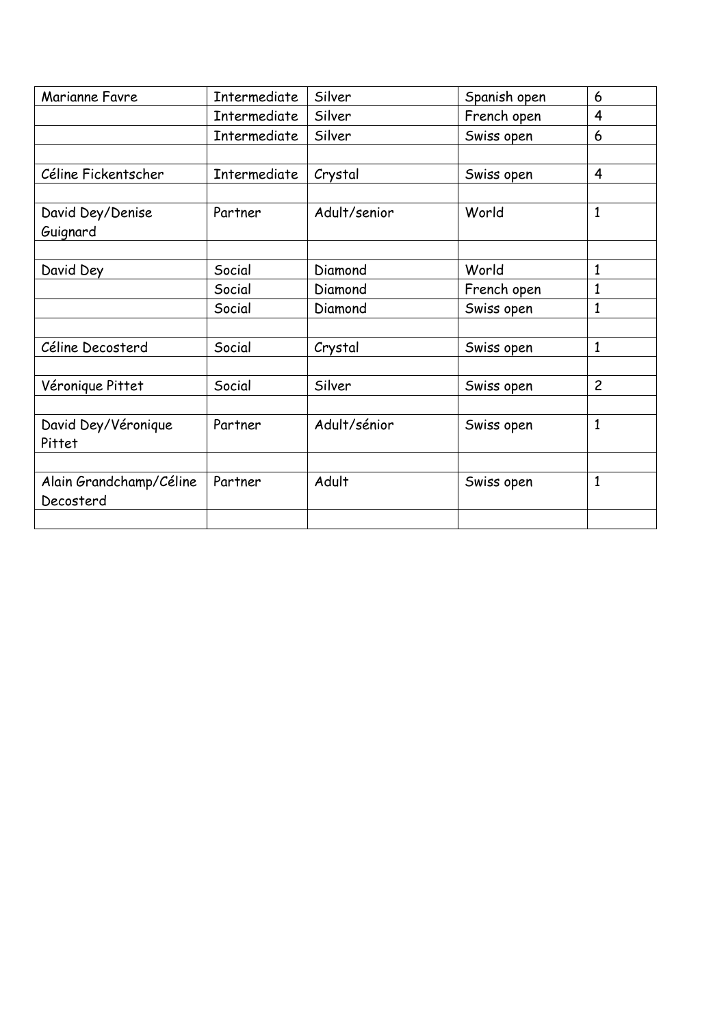| | | | | |
|---|---|---|---|---|
| Marianne Favre | Intermediate | Silver | Spanish open | 6 |
| | Intermediate | Silver | French open | 4 |
| | Intermediate | Silver | Swiss open | 6 |
| | | | | |
| Céline Fickentscher | Intermediate | Crystal | Swiss open | 4 |
| | | | | |
| David Dey/Denise Guignard | Partner | Adult/senior | World | 1 |
| | | | | |
| David Dey | Social | Diamond | World | 1 |
| | Social | Diamond | French open | 1 |
| | Social | Diamond | Swiss open | 1 |
| | | | | |
| Céline Decosterd | Social | Crystal | Swiss open | 1 |
| | | | | |
| Véronique Pittet | Social | Silver | Swiss open | 2 |
| | | | | |
| David Dey/Véronique Pittet | Partner | Adult/sénior | Swiss open | 1 |
| | | | | |
| Alain Grandchamp/Céline Decosterd | Partner | Adult | Swiss open | 1 |
| | | | | |